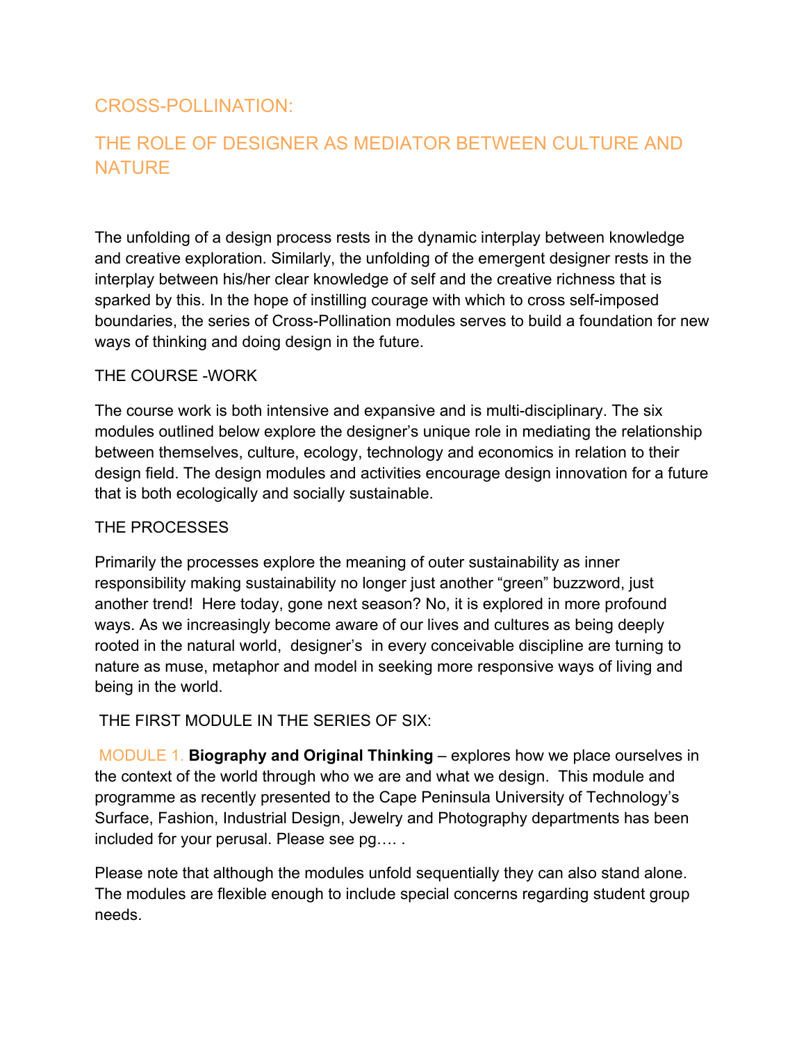# CROSS-POLLINATION:

## THE ROLE OF DESIGNER AS MEDIATOR BETWEEN CULTURE AND NATURE

The unfolding of a design process rests in the dynamic interplay between knowledge and creative exploration. Similarly, the unfolding of the emergent designer rests in the interplay between his/her clear knowledge of self and the creative richness that is sparked by this. In the hope of instilling courage with which to cross self-imposed boundaries, the series of Cross-Pollination modules serves to build a foundation for new ways of thinking and doing design in the future.

THE COURSE -WORK

The course work is both intensive and expansive and is multi-disciplinary. The six modules outlined below explore the designer's unique role in mediating the relationship between themselves, culture, ecology, technology and economics in relation to their design field. The design modules and activities encourage design innovation for a future that is both ecologically and socially sustainable.

THE PROCESSES

Primarily the processes explore the meaning of outer sustainability as inner responsibility making sustainability no longer just another "green" buzzword, just another trend! Here today, gone next season? No, it is explored in more profound ways. As we increasingly become aware of our lives and cultures as being deeply rooted in the natural world, designer's in every conceivable discipline are turning to nature as muse, metaphor and model in seeking more responsive ways of living and being in the world.

THE FIRST MODULE IN THE SERIES OF SIX:

MODULE 1. **Biography and Original Thinking** – explores how we place ourselves in the context of the world through who we are and what we design. This module and programme as recently presented to the Cape Peninsula University of Technology's Surface, Fashion, Industrial Design, Jewelry and Photography departments has been included for your perusal. Please see pg…. .

Please note that although the modules unfold sequentially they can also stand alone. The modules are flexible enough to include special concerns regarding student group needs.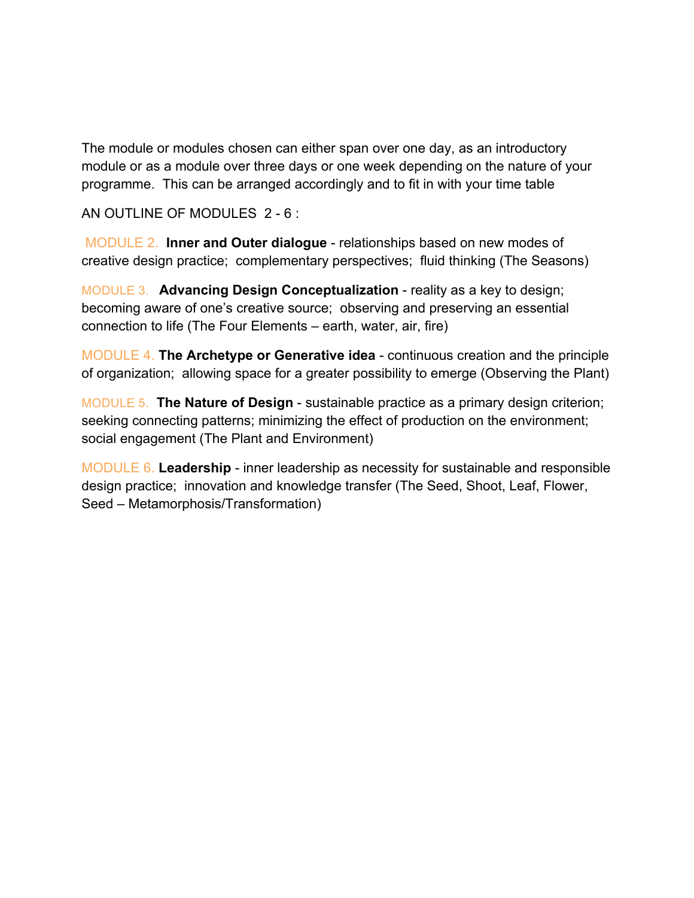The module or modules chosen can either span over one day, as an introductory module or as a module over three days or one week depending on the nature of your programme.  This can be arranged accordingly and to fit in with your time table

AN OUTLINE OF MODULES  2 - 6 :

MODULE 2.  **Inner and Outer dialogue** - relationships based on new modes of creative design practice;  complementary perspectives;  fluid thinking (The Seasons)

MODULE 3.   **Advancing Design Conceptualization** - reality as a key to design; becoming aware of one's creative source;  observing and preserving an essential connection to life (The Four Elements – earth, water, air, fire)

MODULE 4. **The Archetype or Generative idea** - continuous creation and the principle of organization;  allowing space for a greater possibility to emerge (Observing the Plant)

MODULE 5.  **The Nature of Design** - sustainable practice as a primary design criterion; seeking connecting patterns; minimizing the effect of production on the environment; social engagement (The Plant and Environment)

MODULE 6. **Leadership** - inner leadership as necessity for sustainable and responsible design practice;  innovation and knowledge transfer (The Seed, Shoot, Leaf, Flower, Seed – Metamorphosis/Transformation)